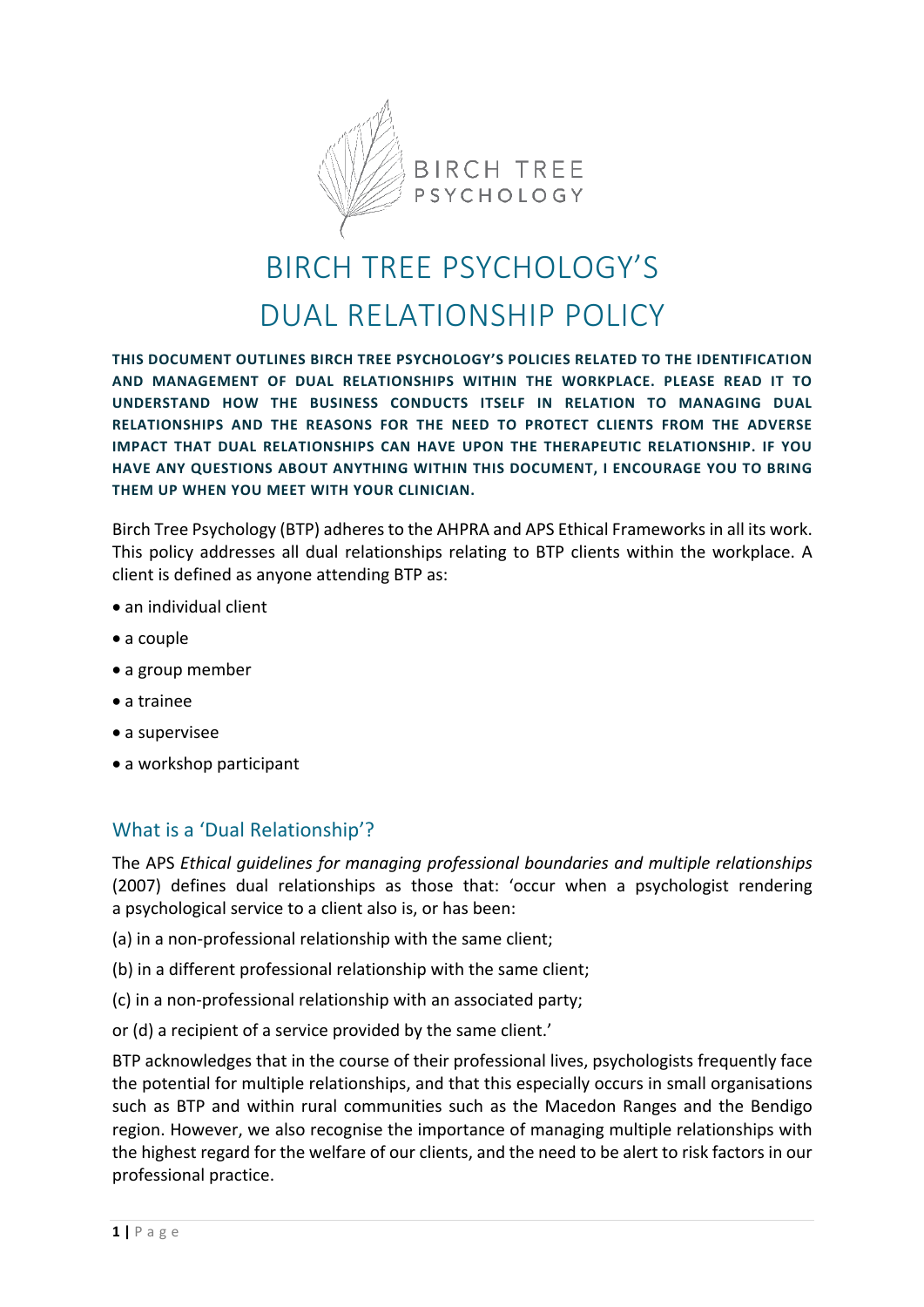BIRCH TREE PSYCHOLOGY

# BIRCH TREE PSYCHOLOGY'S DUAL RELATIONSHIP POLICY

**THIS DOCUMENT OUTLINES BIRCH TREE PSYCHOLOGY'S POLICIES RELATED TO THE IDENTIFICATION AND MANAGEMENT OF DUAL RELATIONSHIPS WITHIN THE WORKPLACE. PLEASE READ IT TO UNDERSTAND HOW THE BUSINESS CONDUCTS ITSELF IN RELATION TO MANAGING DUAL RELATIONSHIPS AND THE REASONS FOR THE NEED TO PROTECT CLIENTS FROM THE ADVERSE IMPACT THAT DUAL RELATIONSHIPS CAN HAVE UPON THE THERAPEUTIC RELATIONSHIP. IF YOU HAVE ANY QUESTIONS ABOUT ANYTHING WITHIN THIS DOCUMENT, I ENCOURAGE YOU TO BRING THEM UP WHEN YOU MEET WITH YOUR CLINICIAN.**

Birch Tree Psychology (BTP) adheres to the AHPRA and APS Ethical Frameworks in all its work. This policy addresses all dual relationships relating to BTP clients within the workplace. A client is defined as anyone attending BTP as:

- an individual client
- a couple
- a group member
- a trainee
- a supervisee
- a workshop participant

## What is a 'Dual Relationship'?

The APS *Ethical guidelines for managing professional boundaries and multiple relationships* (2007) defines dual relationships as those that: 'occur when a psychologist rendering a psychological service to a client also is, or has been:

(a) in a non-professional relationship with the same client;

(b) in a different professional relationship with the same client;

(c) in a non-professional relationship with an associated party;

or (d) a recipient of a service provided by the same client.'

BTP acknowledges that in the course of their professional lives, psychologists frequently face the potential for multiple relationships, and that this especially occurs in small organisations such as BTP and within rural communities such as the Macedon Ranges and the Bendigo region. However, we also recognise the importance of managing multiple relationships with the highest regard for the welfare of our clients, and the need to be alert to risk factors in our professional practice.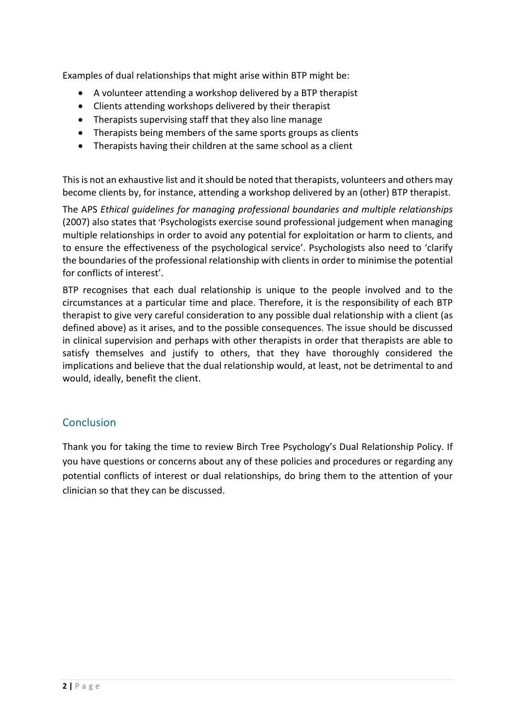Examples of dual relationships that might arise within BTP might be:

- A volunteer attending a workshop delivered by a BTP therapist
- Clients attending workshops delivered by their therapist
- Therapists supervising staff that they also line manage
- Therapists being members of the same sports groups as clients
- Therapists having their children at the same school as a client

This is not an exhaustive list and it should be noted that therapists, volunteers and others may become clients by, for instance, attending a workshop delivered by an (other) BTP therapist.

The APS *Ethical guidelines for managing professional boundaries and multiple relationships* (2007) also states that 'Psychologists exercise sound professional judgement when managing multiple relationships in order to avoid any potential for exploitation or harm to clients, and to ensure the effectiveness of the psychological service'. Psychologists also need to 'clarify the boundaries of the professional relationship with clients in order to minimise the potential for conflicts of interest'.

BTP recognises that each dual relationship is unique to the people involved and to the circumstances at a particular time and place. Therefore, it is the responsibility of each BTP therapist to give very careful consideration to any possible dual relationship with a client (as defined above) as it arises, and to the possible consequences. The issue should be discussed in clinical supervision and perhaps with other therapists in order that therapists are able to satisfy themselves and justify to others, that they have thoroughly considered the implications and believe that the dual relationship would, at least, not be detrimental to and would, ideally, benefit the client.

## Conclusion

Thank you for taking the time to review Birch Tree Psychology's Dual Relationship Policy. If you have questions or concerns about any of these policies and procedures or regarding any potential conflicts of interest or dual relationships, do bring them to the attention of your clinician so that they can be discussed.